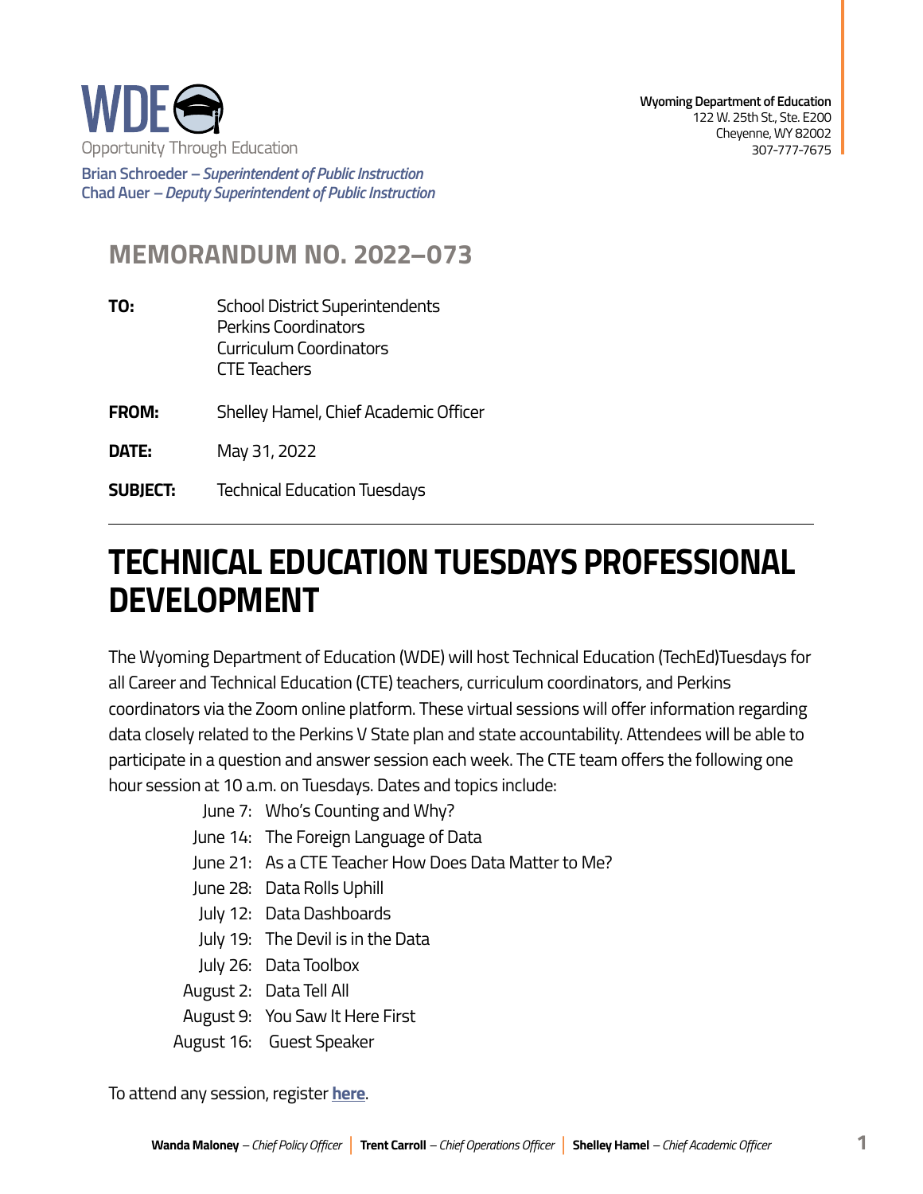WDE
Opportunity Through Education

**Brian Schroeder** – *Superintendent of Public Instruction*
**Chad Auer** – *Deputy Superintendent of Public Instruction*

**Wyoming Department of Education**
122 W. 25th St., Ste. E200
Cheyenne, WY 82002
307-777-7675

## MEMORANDUM NO. 2022–073

**TO:** School District Superintendents
Perkins Coordinators
Curriculum Coordinators
CTE Teachers

**FROM:** Shelley Hamel, Chief Academic Officer

**DATE:** May 31, 2022

**SUBJECT:** Technical Education Tuesdays

---

# TECHNICAL EDUCATION TUESDAYS PROFESSIONAL DEVELOPMENT

The Wyoming Department of Education (WDE) will host Technical Education (TechEd)Tuesdays for all Career and Technical Education (CTE) teachers, curriculum coordinators, and Perkins coordinators via the Zoom online platform. These virtual sessions will offer information regarding data closely related to the Perkins V State plan and state accountability. Attendees will be able to participate in a question and answer session each week. The CTE team offers the following one hour session at 10 a.m. on Tuesdays. Dates and topics include:

- June 7: Who's Counting and Why?
- June 14: The Foreign Language of Data
- June 21: As a CTE Teacher How Does Data Matter to Me?
- June 28: Data Rolls Uphill
- July 12: Data Dashboards
- July 19: The Devil is in the Data
- July 26: Data Toolbox
- August 2: Data Tell All
- August 9: You Saw It Here First
- August 16: Guest Speaker

To attend any session, register **here**.

**Wanda Maloney** – *Chief Policy Officer* | **Trent Carroll** – *Chief Operations Officer* | **Shelley Hamel** – *Chief Academic Officer*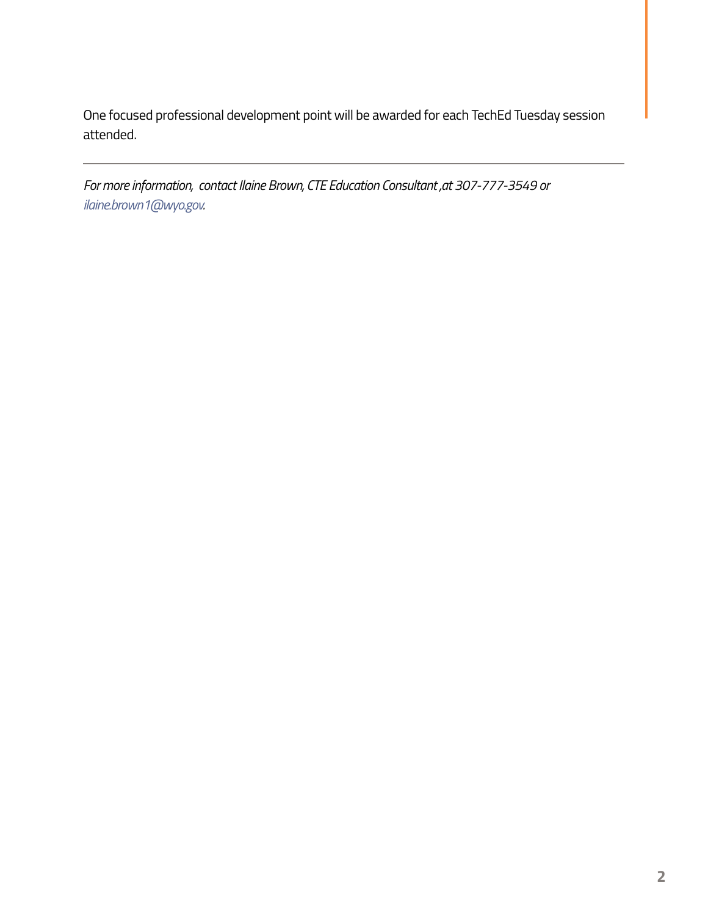One focused professional development point will be awarded for each TechEd Tuesday session attended.

---

*For more information, contact Ilaine Brown, CTE Education Consultant ,at 307-777-3549 or ilaine.brown1@wyo.gov.*